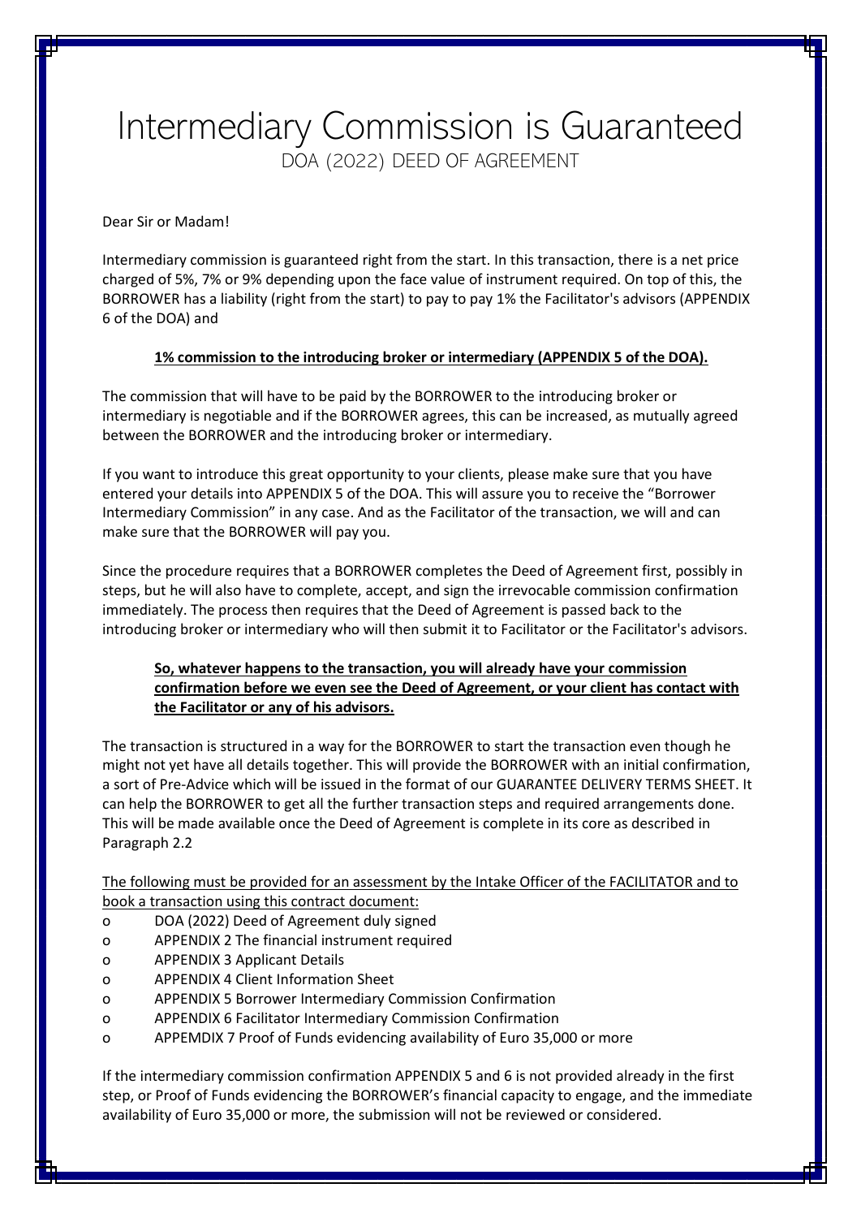# Intermediary Commission is Guaranteed

## DOA (2022) DEED OF AGREEMENT

Dear Sir or Madam!

Intermediary commission is guaranteed right from the start. In this transaction, there is a net price charged of 5%, 7% or 9% depending upon the face value of instrument required. On top of this, the BORROWER has a liability (right from the start) to pay to pay 1% the Facilitator's advisors (APPENDIX 6 of the DOA) and

**<u>1% commission to the introducing broker or intermediary (APPENDIX 5 of the DOA).</u>**

The commission that will have to be paid by the BORROWER to the introducing broker or intermediary is negotiable and if the BORROWER agrees, this can be increased, as mutually agreed between the BORROWER and the introducing broker or intermediary.

If you want to introduce this great opportunity to your clients, please make sure that you have entered your details into APPENDIX 5 of the DOA. This will assure you to receive the "Borrower Intermediary Commission" in any case. And as the Facilitator of the transaction, we will and can make sure that the BORROWER will pay you.

Since the procedure requires that a BORROWER completes the Deed of Agreement first, possibly in steps, but he will also have to complete, accept, and sign the irrevocable commission confirmation immediately. The process then requires that the Deed of Agreement is passed back to the introducing broker or intermediary who will then submit it to Facilitator or the Facilitator's advisors.

**<u>So, whatever happens to the transaction, you will already have your commission confirmation before we even see the Deed of Agreement, or your client has contact with the Facilitator or any of his advisors.</u>**

The transaction is structured in a way for the BORROWER to start the transaction even though he might not yet have all details together. This will provide the BORROWER with an initial confirmation, a sort of Pre-Advice which will be issued in the format of our GUARANTEE DELIVERY TERMS SHEET. It can help the BORROWER to get all the further transaction steps and required arrangements done. This will be made available once the Deed of Agreement is complete in its core as described in Paragraph 2.2

<u>The following must be provided for an assessment by the Intake Officer of the FACILITATOR and to book a transaction using this contract document:</u>

- DOA (2022) Deed of Agreement duly signed
- APPENDIX 2 The financial instrument required
- APPENDIX 3 Applicant Details
- APPENDIX 4 Client Information Sheet
- APPENDIX 5 Borrower Intermediary Commission Confirmation
- APPENDIX 6 Facilitator Intermediary Commission Confirmation
- APPEMDIX 7 Proof of Funds evidencing availability of Euro 35,000 or more

If the intermediary commission confirmation APPENDIX 5 and 6 is not provided already in the first step, or Proof of Funds evidencing the BORROWER's financial capacity to engage, and the immediate availability of Euro 35,000 or more, the submission will not be reviewed or considered.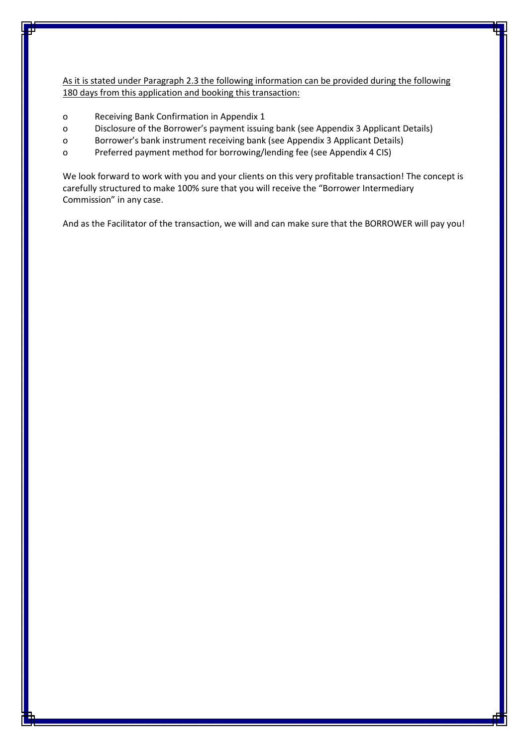<u>As it is stated under Paragraph 2.3 the following information can be provided during the following 180 days from this application and booking this transaction:</u>

- Receiving Bank Confirmation in Appendix 1
- Disclosure of the Borrower's payment issuing bank (see Appendix 3 Applicant Details)
- Borrower's bank instrument receiving bank (see Appendix 3 Applicant Details)
- Preferred payment method for borrowing/lending fee (see Appendix 4 CIS)

We look forward to work with you and your clients on this very profitable transaction! The concept is carefully structured to make 100% sure that you will receive the "Borrower Intermediary Commission" in any case.

And as the Facilitator of the transaction, we will and can make sure that the BORROWER will pay you!